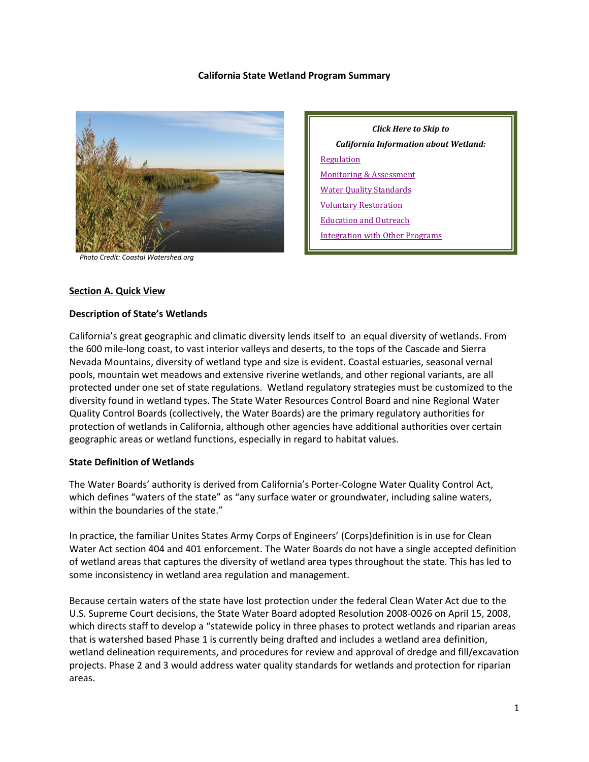# California State Wetland Program Summary

Photo Credit: Coastal Watershed.org

*Click Here to Skip to*

*California Information about Wetland:*

- Regulation
- Monitoring & Assessment
- Water Quality Standards
- Voluntary Restoration
- Education and Outreach
- Integration with Other Programs

## Section A. Quick View

### Description of State's Wetlands

California's great geographic and climatic diversity lends itself to an equal diversity of wetlands. From the 600 mile-long coast, to vast interior valleys and deserts, to the tops of the Cascade and Sierra Nevada Mountains, diversity of wetland type and size is evident. Coastal estuaries, seasonal vernal pools, mountain wet meadows and extensive riverine wetlands, and other regional variants, are all protected under one set of state regulations. Wetland regulatory strategies must be customized to the diversity found in wetland types. The State Water Resources Control Board and nine Regional Water Quality Control Boards (collectively, the Water Boards) are the primary regulatory authorities for protection of wetlands in California, although other agencies have additional authorities over certain geographic areas or wetland functions, especially in regard to habitat values.

### State Definition of Wetlands

The Water Boards' authority is derived from California's Porter-Cologne Water Quality Control Act, which defines "waters of the state" as "any surface water or groundwater, including saline waters, within the boundaries of the state."

In practice, the familiar Unites States Army Corps of Engineers' (Corps)definition is in use for Clean Water Act section 404 and 401 enforcement. The Water Boards do not have a single accepted definition of wetland areas that captures the diversity of wetland area types throughout the state. This has led to some inconsistency in wetland area regulation and management.

Because certain waters of the state have lost protection under the federal Clean Water Act due to the U.S. Supreme Court decisions, the State Water Board adopted Resolution 2008-0026 on April 15, 2008, which directs staff to develop a "statewide policy in three phases to protect wetlands and riparian areas that is watershed based Phase 1 is currently being drafted and includes a wetland area definition, wetland delineation requirements, and procedures for review and approval of dredge and fill/excavation projects. Phase 2 and 3 would address water quality standards for wetlands and protection for riparian areas.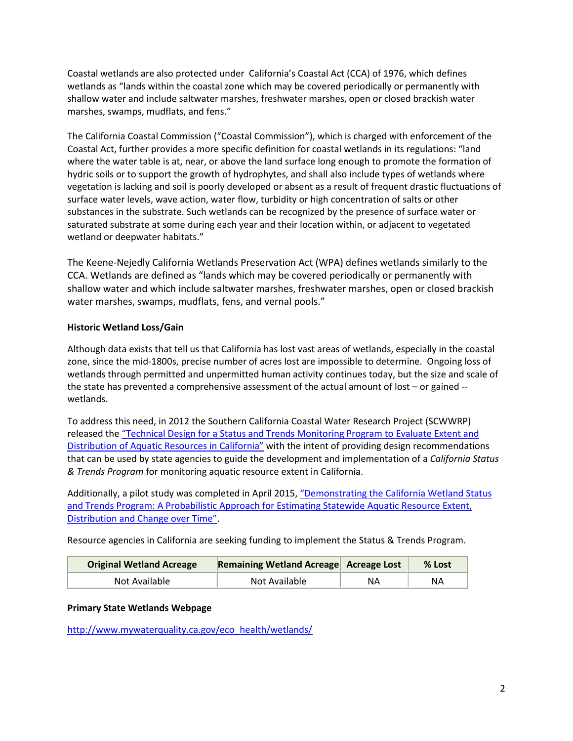Coastal wetlands are also protected under California's Coastal Act (CCA) of 1976, which defines wetlands as "lands within the coastal zone which may be covered periodically or permanently with shallow water and include saltwater marshes, freshwater marshes, open or closed brackish water marshes, swamps, mudflats, and fens."

The California Coastal Commission ("Coastal Commission"), which is charged with enforcement of the Coastal Act, further provides a more specific definition for coastal wetlands in its regulations: "land where the water table is at, near, or above the land surface long enough to promote the formation of hydric soils or to support the growth of hydrophytes, and shall also include types of wetlands where vegetation is lacking and soil is poorly developed or absent as a result of frequent drastic fluctuations of surface water levels, wave action, water flow, turbidity or high concentration of salts or other substances in the substrate. Such wetlands can be recognized by the presence of surface water or saturated substrate at some during each year and their location within, or adjacent to vegetated wetland or deepwater habitats."

The Keene-Nejedly California Wetlands Preservation Act (WPA) defines wetlands similarly to the CCA. Wetlands are defined as "lands which may be covered periodically or permanently with shallow water and which include saltwater marshes, freshwater marshes, open or closed brackish water marshes, swamps, mudflats, fens, and vernal pools."

**Historic Wetland Loss/Gain**

Although data exists that tell us that California has lost vast areas of wetlands, especially in the coastal zone, since the mid-1800s, precise number of acres lost are impossible to determine. Ongoing loss of wetlands through permitted and unpermitted human activity continues today, but the size and scale of the state has prevented a comprehensive assessment of the actual amount of lost – or gained -- wetlands.

To address this need, in 2012 the Southern California Coastal Water Research Project (SCWWRP) released the "Technical Design for a Status and Trends Monitoring Program to Evaluate Extent and Distribution of Aquatic Resources in California" with the intent of providing design recommendations that can be used by state agencies to guide the development and implementation of a *California Status & Trends Program* for monitoring aquatic resource extent in California.

Additionally, a pilot study was completed in April 2015, "Demonstrating the California Wetland Status and Trends Program: A Probabilistic Approach for Estimating Statewide Aquatic Resource Extent, Distribution and Change over Time".

Resource agencies in California are seeking funding to implement the Status & Trends Program.

| Original Wetland Acreage | Remaining Wetland Acreage | Acreage Lost | % Lost |
|---|---|---|---|
| Not Available | Not Available | NA | NA |

**Primary State Wetlands Webpage**

http://www.mywaterquality.ca.gov/eco_health/wetlands/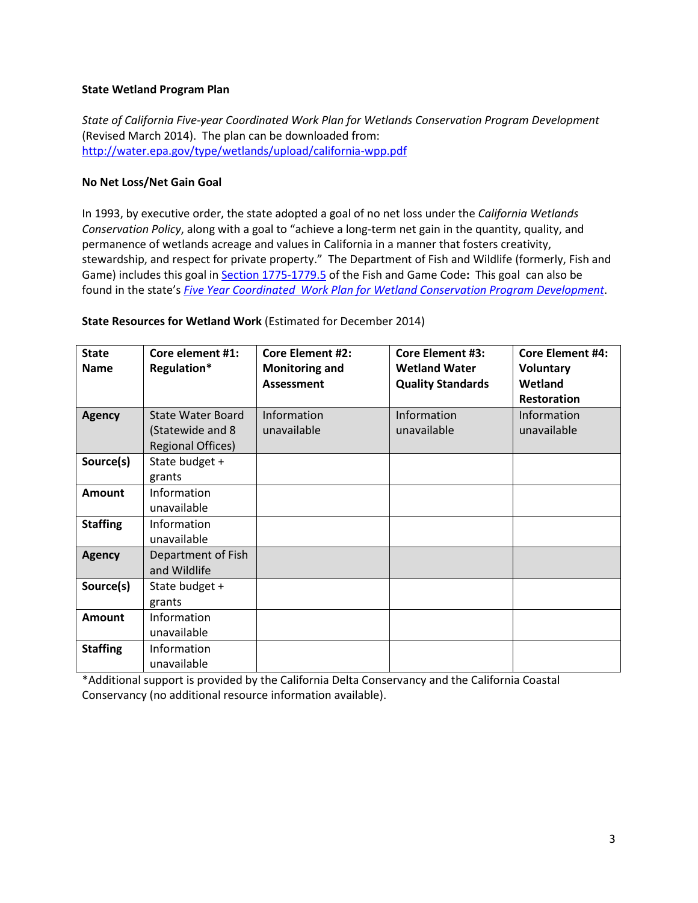**State Wetland Program Plan**

*State of California Five-year Coordinated Work Plan for Wetlands Conservation Program Development* (Revised March 2014). The plan can be downloaded from: http://water.epa.gov/type/wetlands/upload/california-wpp.pdf

**No Net Loss/Net Gain Goal**

In 1993, by executive order, the state adopted a goal of no net loss under the *California Wetlands Conservation Policy*, along with a goal to "achieve a long-term net gain in the quantity, quality, and permanence of wetlands acreage and values in California in a manner that fosters creativity, stewardship, and respect for private property." The Department of Fish and Wildlife (formerly, Fish and Game) includes this goal in Section 1775-1779.5 of the Fish and Game Code**:** This goal can also be found in the state's *Five Year Coordinated Work Plan for Wetland Conservation Program Development*.

**State Resources for Wetland Work** (Estimated for December 2014)

| State Name | Core element #1: Regulation* | Core Element #2: Monitoring and Assessment | Core Element #3: Wetland Water Quality Standards | Core Element #4: Voluntary Wetland Restoration |
|---|---|---|---|---|
| **Agency** | State Water Board (Statewide and 8 Regional Offices) | Information unavailable | Information unavailable | Information unavailable |
| **Source(s)** | State budget + grants | | | |
| **Amount** | Information unavailable | | | |
| **Staffing** | Information unavailable | | | |
| **Agency** | Department of Fish and Wildlife | | | |
| **Source(s)** | State budget + grants | | | |
| **Amount** | Information unavailable | | | |
| **Staffing** | Information unavailable | | | |

*Additional support is provided by the California Delta Conservancy and the California Coastal Conservancy (no additional resource information available).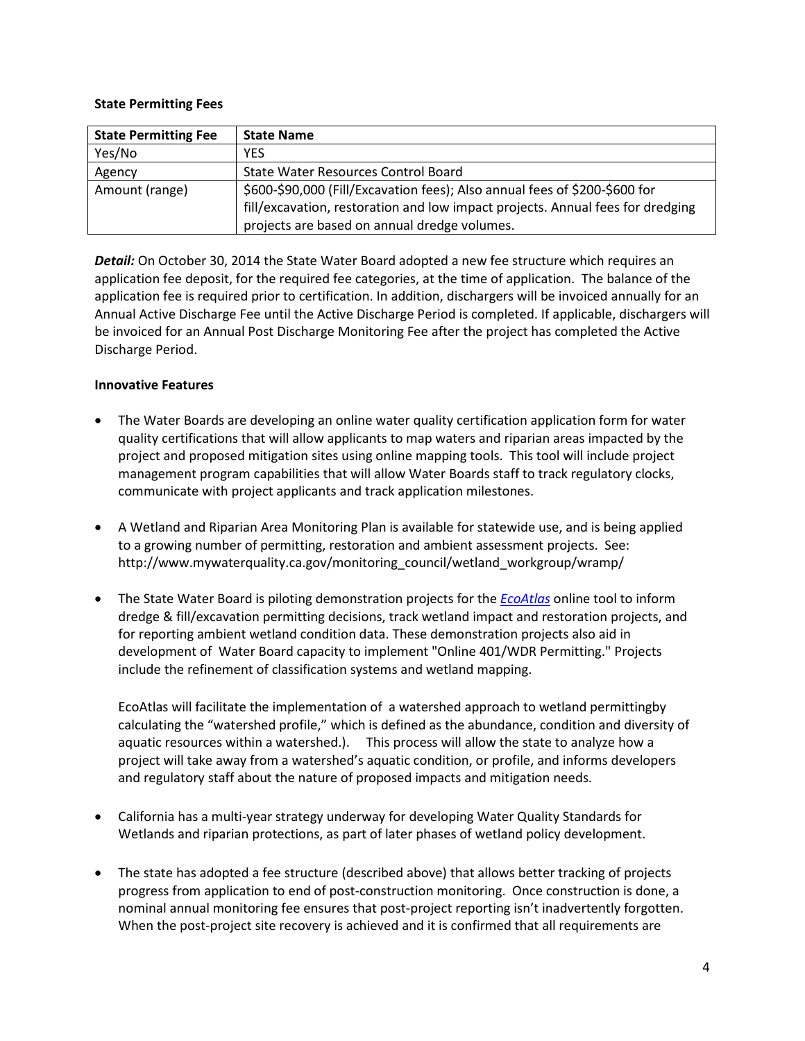**State Permitting Fees**

| State Permitting Fee | State Name |
|---|---|
| Yes/No | YES |
| Agency | State Water Resources Control Board |
| Amount (range) | $600-$90,000 (Fill/Excavation fees); Also annual fees of $200-$600 for fill/excavation, restoration and low impact projects. Annual fees for dredging projects are based on annual dredge volumes. |

***Detail:*** On October 30, 2014 the State Water Board adopted a new fee structure which requires an application fee deposit, for the required fee categories, at the time of application. The balance of the application fee is required prior to certification. In addition, dischargers will be invoiced annually for an Annual Active Discharge Fee until the Active Discharge Period is completed. If applicable, dischargers will be invoiced for an Annual Post Discharge Monitoring Fee after the project has completed the Active Discharge Period.

**Innovative Features**

- The Water Boards are developing an online water quality certification application form for water quality certifications that will allow applicants to map waters and riparian areas impacted by the project and proposed mitigation sites using online mapping tools. This tool will include project management program capabilities that will allow Water Boards staff to track regulatory clocks, communicate with project applicants and track application milestones.

- A Wetland and Riparian Area Monitoring Plan is available for statewide use, and is being applied to a growing number of permitting, restoration and ambient assessment projects. See: http://www.mywaterquality.ca.gov/monitoring_council/wetland_workgroup/wramp/

- The State Water Board is piloting demonstration projects for the *EcoAtlas* online tool to inform dredge & fill/excavation permitting decisions, track wetland impact and restoration projects, and for reporting ambient wetland condition data. These demonstration projects also aid in development of Water Board capacity to implement "Online 401/WDR Permitting." Projects include the refinement of classification systems and wetland mapping.

  EcoAtlas will facilitate the implementation of a watershed approach to wetland permittingby calculating the "watershed profile," which is defined as the abundance, condition and diversity of aquatic resources within a watershed.). This process will allow the state to analyze how a project will take away from a watershed's aquatic condition, or profile, and informs developers and regulatory staff about the nature of proposed impacts and mitigation needs.

- California has a multi-year strategy underway for developing Water Quality Standards for Wetlands and riparian protections, as part of later phases of wetland policy development.

- The state has adopted a fee structure (described above) that allows better tracking of projects progress from application to end of post-construction monitoring. Once construction is done, a nominal annual monitoring fee ensures that post-project reporting isn't inadvertently forgotten. When the post-project site recovery is achieved and it is confirmed that all requirements are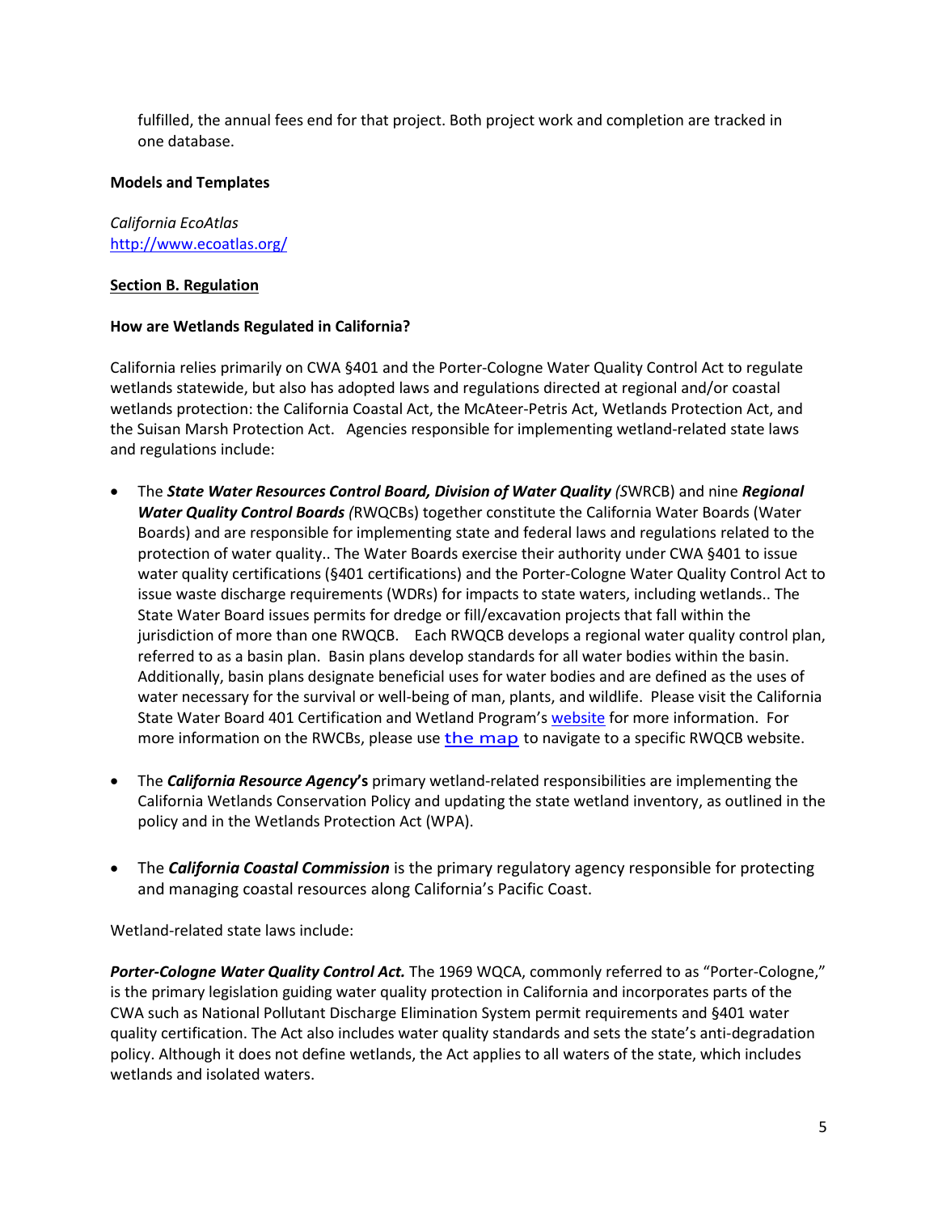fulfilled, the annual fees end for that project. Both project work and completion are tracked in one database.

**Models and Templates**

*California EcoAtlas*
http://www.ecoatlas.org/

**Section B. Regulation**

**How are Wetlands Regulated in California?**

California relies primarily on CWA §401 and the Porter-Cologne Water Quality Control Act to regulate wetlands statewide, but also has adopted laws and regulations directed at regional and/or coastal wetlands protection: the California Coastal Act, the McAteer-Petris Act, Wetlands Protection Act, and the Suisan Marsh Protection Act. Agencies responsible for implementing wetland-related state laws and regulations include:

- The ***State Water Resources Control Board, Division of Water Quality*** *(S*WRCB) and nine ***Regional Water Quality Control Boards*** *(*RWQCBs) together constitute the California Water Boards (Water Boards) and are responsible for implementing state and federal laws and regulations related to the protection of water quality.. The Water Boards exercise their authority under CWA §401 to issue water quality certifications (§401 certifications) and the Porter-Cologne Water Quality Control Act to issue waste discharge requirements (WDRs) for impacts to state waters, including wetlands.. The State Water Board issues permits for dredge or fill/excavation projects that fall within the jurisdiction of more than one RWQCB. Each RWQCB develops a regional water quality control plan, referred to as a basin plan. Basin plans develop standards for all water bodies within the basin. Additionally, basin plans designate beneficial uses for water bodies and are defined as the uses of water necessary for the survival or well-being of man, plants, and wildlife. Please visit the California State Water Board 401 Certification and Wetland Program's website for more information. For more information on the RWCBs, please use the map to navigate to a specific RWQCB website.

- The ***California Resource Agency*'s** primary wetland-related responsibilities are implementing the California Wetlands Conservation Policy and updating the state wetland inventory, as outlined in the policy and in the Wetlands Protection Act (WPA).

- The ***California Coastal Commission*** is the primary regulatory agency responsible for protecting and managing coastal resources along California's Pacific Coast.

Wetland-related state laws include:

***Porter-Cologne Water Quality Control Act.*** The 1969 WQCA, commonly referred to as "Porter-Cologne," is the primary legislation guiding water quality protection in California and incorporates parts of the CWA such as National Pollutant Discharge Elimination System permit requirements and §401 water quality certification. The Act also includes water quality standards and sets the state's anti-degradation policy. Although it does not define wetlands, the Act applies to all waters of the state, which includes wetlands and isolated waters.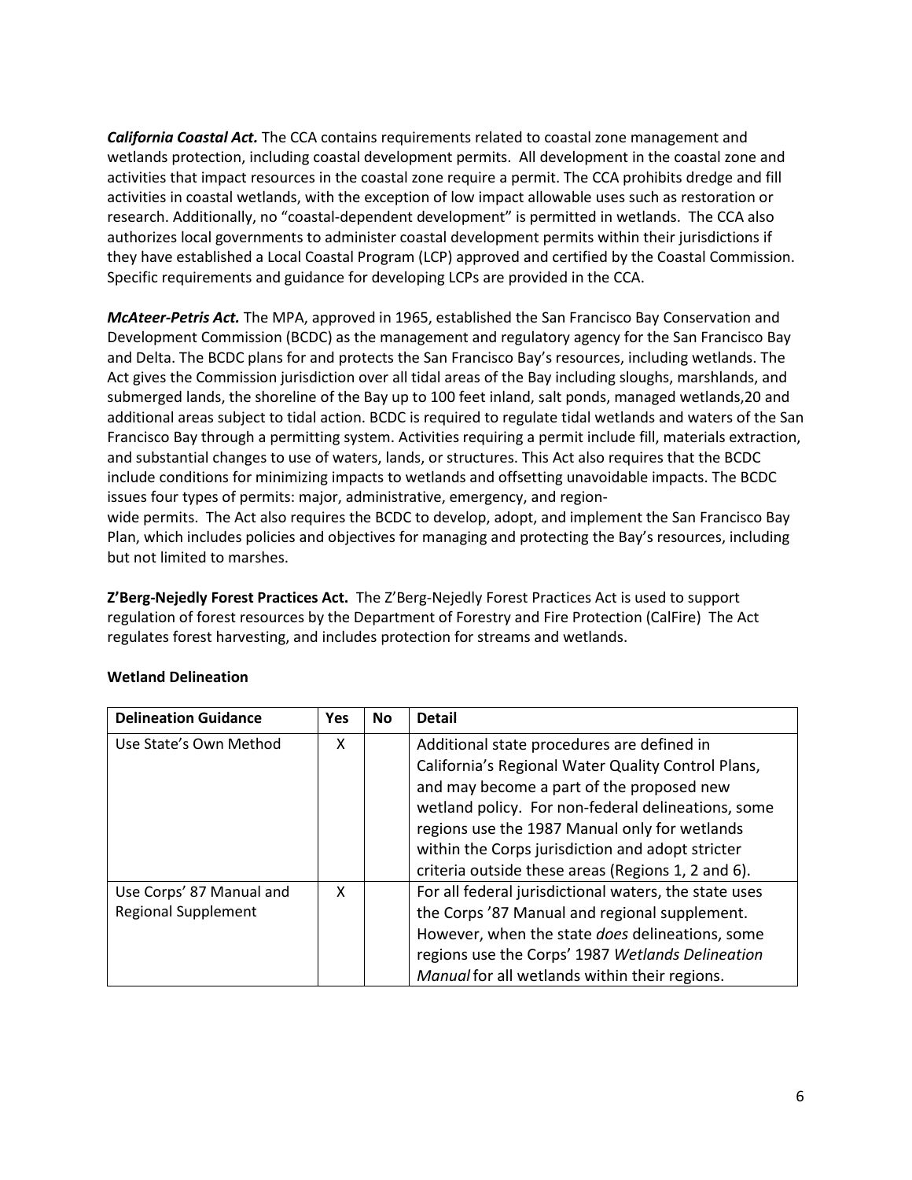***California Coastal Act.*** The CCA contains requirements related to coastal zone management and wetlands protection, including coastal development permits. All development in the coastal zone and activities that impact resources in the coastal zone require a permit. The CCA prohibits dredge and fill activities in coastal wetlands, with the exception of low impact allowable uses such as restoration or research. Additionally, no "coastal-dependent development" is permitted in wetlands. The CCA also authorizes local governments to administer coastal development permits within their jurisdictions if they have established a Local Coastal Program (LCP) approved and certified by the Coastal Commission. Specific requirements and guidance for developing LCPs are provided in the CCA.

***McAteer-Petris Act.*** The MPA, approved in 1965, established the San Francisco Bay Conservation and Development Commission (BCDC) as the management and regulatory agency for the San Francisco Bay and Delta. The BCDC plans for and protects the San Francisco Bay's resources, including wetlands. The Act gives the Commission jurisdiction over all tidal areas of the Bay including sloughs, marshlands, and submerged lands, the shoreline of the Bay up to 100 feet inland, salt ponds, managed wetlands,20 and additional areas subject to tidal action. BCDC is required to regulate tidal wetlands and waters of the San Francisco Bay through a permitting system. Activities requiring a permit include fill, materials extraction, and substantial changes to use of waters, lands, or structures. This Act also requires that the BCDC include conditions for minimizing impacts to wetlands and offsetting unavoidable impacts. The BCDC issues four types of permits: major, administrative, emergency, and region-wide permits. The Act also requires the BCDC to develop, adopt, and implement the San Francisco Bay Plan, which includes policies and objectives for managing and protecting the Bay's resources, including but not limited to marshes.

**Z'Berg-Nejedly Forest Practices Act.** The Z'Berg-Nejedly Forest Practices Act is used to support regulation of forest resources by the Department of Forestry and Fire Protection (CalFire) The Act regulates forest harvesting, and includes protection for streams and wetlands.

**Wetland Delineation**

| Delineation Guidance | Yes | No | Detail |
|---|---|---|---|
| Use State's Own Method | X | | Additional state procedures are defined in California's Regional Water Quality Control Plans, and may become a part of the proposed new wetland policy. For non-federal delineations, some regions use the 1987 Manual only for wetlands within the Corps jurisdiction and adopt stricter criteria outside these areas (Regions 1, 2 and 6). |
| Use Corps' 87 Manual and Regional Supplement | X | | For all federal jurisdictional waters, the state uses the Corps '87 Manual and regional supplement. However, when the state *does* delineations, some regions use the Corps' 1987 *Wetlands Delineation Manual* for all wetlands within their regions. |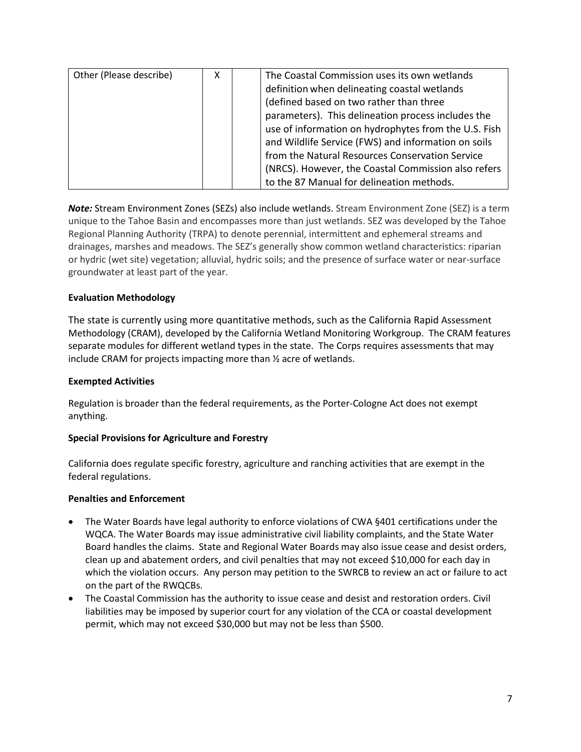| Other (Please describe) | X | | The Coastal Commission uses its own wetlands definition when delineating coastal wetlands (defined based on two rather than three parameters). This delineation process includes the use of information on hydrophytes from the U.S. Fish and Wildlife Service (FWS) and information on soils from the Natural Resources Conservation Service (NRCS). However, the Coastal Commission also refers to the 87 Manual for delineation methods. |
|---|---|---|---|

***Note:*** Stream Environment Zones (SEZs) also include wetlands. Stream Environment Zone (SEZ) is a term unique to the Tahoe Basin and encompasses more than just wetlands. SEZ was developed by the Tahoe Regional Planning Authority (TRPA) to denote perennial, intermittent and ephemeral streams and drainages, marshes and meadows. The SEZ's generally show common wetland characteristics: riparian or hydric (wet site) vegetation; alluvial, hydric soils; and the presence of surface water or near-surface groundwater at least part of the year.

**Evaluation Methodology**

The state is currently using more quantitative methods, such as the California Rapid Assessment Methodology (CRAM), developed by the California Wetland Monitoring Workgroup. The CRAM features separate modules for different wetland types in the state. The Corps requires assessments that may include CRAM for projects impacting more than ½ acre of wetlands.

**Exempted Activities**

Regulation is broader than the federal requirements, as the Porter-Cologne Act does not exempt anything.

**Special Provisions for Agriculture and Forestry**

California does regulate specific forestry, agriculture and ranching activities that are exempt in the federal regulations.

**Penalties and Enforcement**

- The Water Boards have legal authority to enforce violations of CWA §401 certifications under the WQCA. The Water Boards may issue administrative civil liability complaints, and the State Water Board handles the claims. State and Regional Water Boards may also issue cease and desist orders, clean up and abatement orders, and civil penalties that may not exceed $10,000 for each day in which the violation occurs. Any person may petition to the SWRCB to review an act or failure to act on the part of the RWQCBs.
- The Coastal Commission has the authority to issue cease and desist and restoration orders. Civil liabilities may be imposed by superior court for any violation of the CCA or coastal development permit, which may not exceed $30,000 but may not be less than $500.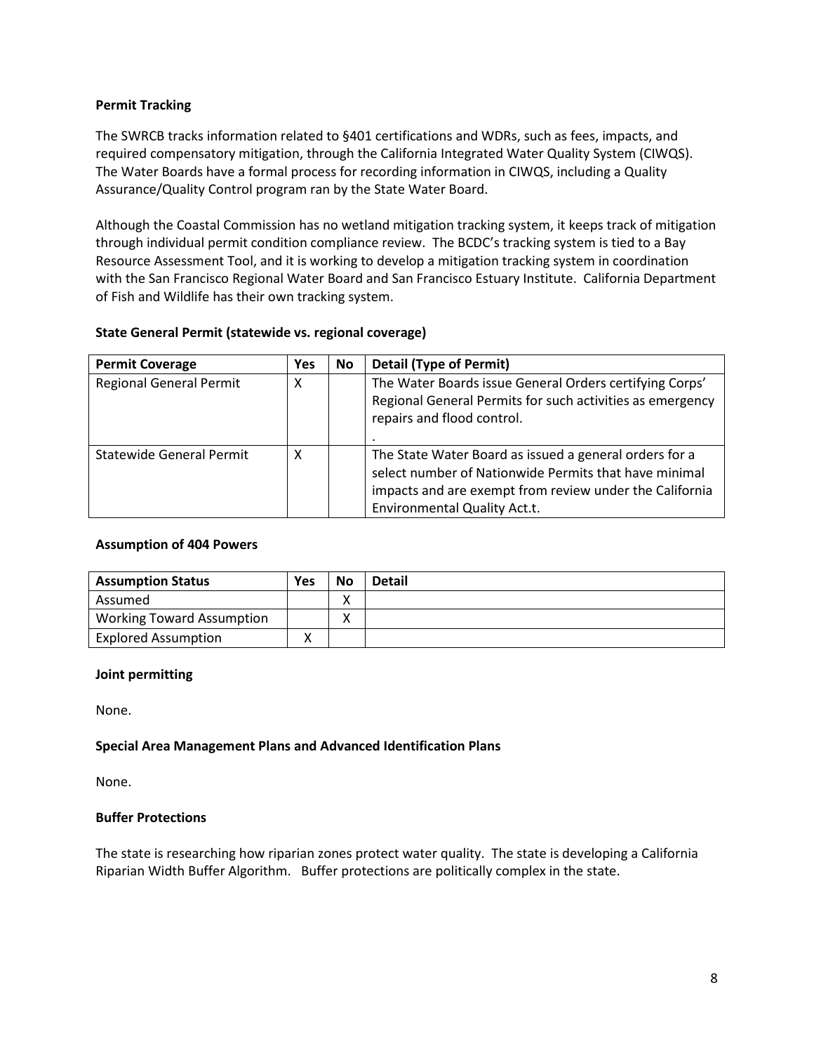**Permit Tracking**

The SWRCB tracks information related to §401 certifications and WDRs, such as fees, impacts, and required compensatory mitigation, through the California Integrated Water Quality System (CIWQS). The Water Boards have a formal process for recording information in CIWQS, including a Quality Assurance/Quality Control program ran by the State Water Board.

Although the Coastal Commission has no wetland mitigation tracking system, it keeps track of mitigation through individual permit condition compliance review. The BCDC's tracking system is tied to a Bay Resource Assessment Tool, and it is working to develop a mitigation tracking system in coordination with the San Francisco Regional Water Board and San Francisco Estuary Institute. California Department of Fish and Wildlife has their own tracking system.

**State General Permit (statewide vs. regional coverage)**

| Permit Coverage | Yes | No | Detail (Type of Permit) |
| --- | --- | --- | --- |
| Regional General Permit | X | | The Water Boards issue General Orders certifying Corps' Regional General Permits for such activities as emergency repairs and flood control. . |
| Statewide General Permit | X | | The State Water Board as issued a general orders for a select number of Nationwide Permits that have minimal impacts and are exempt from review under the California Environmental Quality Act.t. |

**Assumption of 404 Powers**

| Assumption Status | Yes | No | Detail |
| --- | --- | --- | --- |
| Assumed | | X | |
| Working Toward Assumption | | X | |
| Explored Assumption | X | | |

**Joint permitting**

None.

**Special Area Management Plans and Advanced Identification Plans**

None.

**Buffer Protections**

The state is researching how riparian zones protect water quality. The state is developing a California Riparian Width Buffer Algorithm. Buffer protections are politically complex in the state.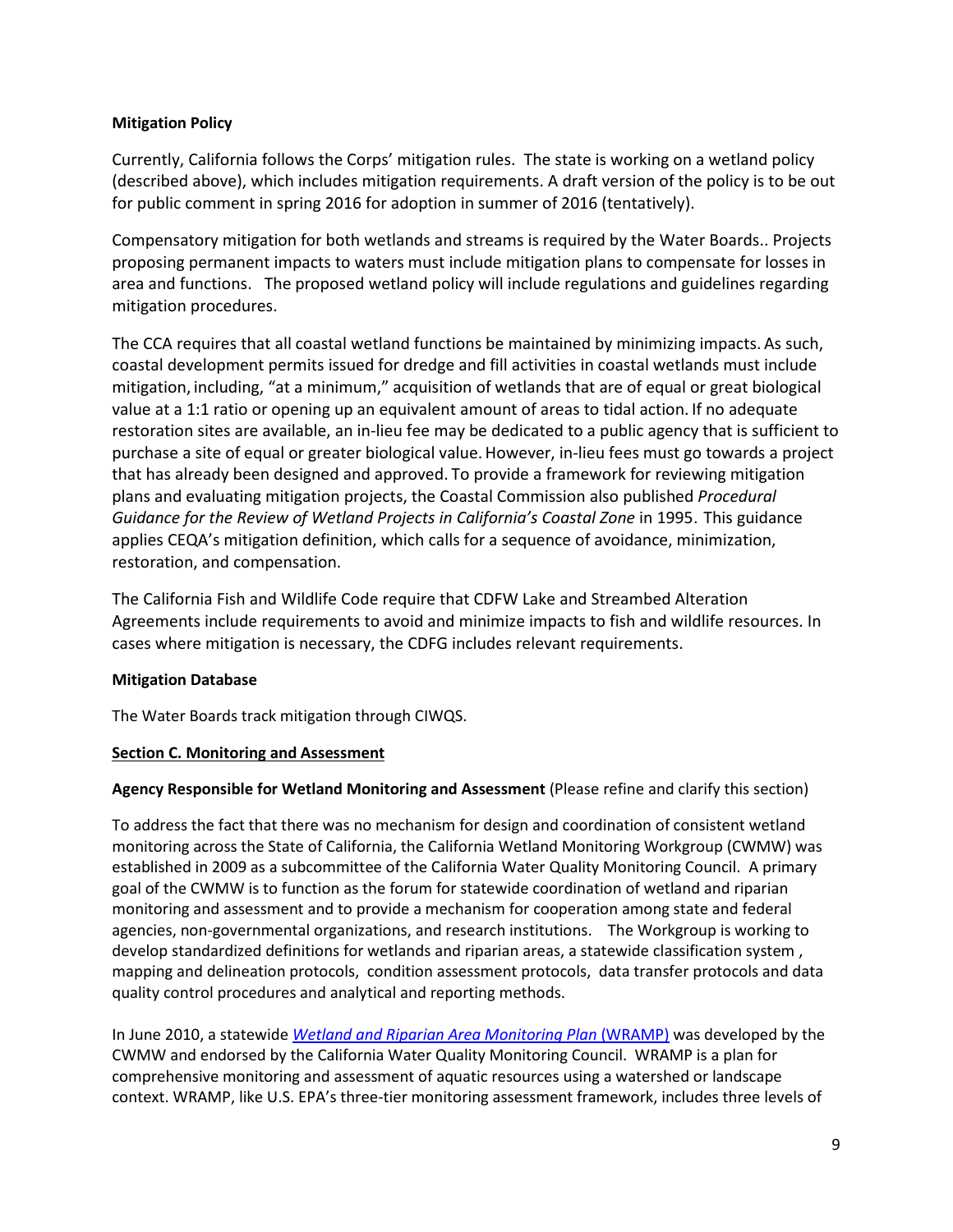**Mitigation Policy**

Currently, California follows the Corps' mitigation rules. The state is working on a wetland policy (described above), which includes mitigation requirements. A draft version of the policy is to be out for public comment in spring 2016 for adoption in summer of 2016 (tentatively).

Compensatory mitigation for both wetlands and streams is required by the Water Boards.. Projects proposing permanent impacts to waters must include mitigation plans to compensate for losses in area and functions. The proposed wetland policy will include regulations and guidelines regarding mitigation procedures.

The CCA requires that all coastal wetland functions be maintained by minimizing impacts. As such, coastal development permits issued for dredge and fill activities in coastal wetlands must include mitigation, including, "at a minimum," acquisition of wetlands that are of equal or great biological value at a 1:1 ratio or opening up an equivalent amount of areas to tidal action. If no adequate restoration sites are available, an in-lieu fee may be dedicated to a public agency that is sufficient to purchase a site of equal or greater biological value. However, in-lieu fees must go towards a project that has already been designed and approved. To provide a framework for reviewing mitigation plans and evaluating mitigation projects, the Coastal Commission also published *Procedural Guidance for the Review of Wetland Projects in California's Coastal Zone* in 1995. This guidance applies CEQA's mitigation definition, which calls for a sequence of avoidance, minimization, restoration, and compensation.

The California Fish and Wildlife Code require that CDFW Lake and Streambed Alteration Agreements include requirements to avoid and minimize impacts to fish and wildlife resources. In cases where mitigation is necessary, the CDFG includes relevant requirements.

**Mitigation Database**

The Water Boards track mitigation through CIWQS.

## Section C. Monitoring and Assessment

**Agency Responsible for Wetland Monitoring and Assessment** (Please refine and clarify this section)

To address the fact that there was no mechanism for design and coordination of consistent wetland monitoring across the State of California, the California Wetland Monitoring Workgroup (CWMW) was established in 2009 as a subcommittee of the California Water Quality Monitoring Council. A primary goal of the CWMW is to function as the forum for statewide coordination of wetland and riparian monitoring and assessment and to provide a mechanism for cooperation among state and federal agencies, non-governmental organizations, and research institutions. The Workgroup is working to develop standardized definitions for wetlands and riparian areas, a statewide classification system , mapping and delineation protocols, condition assessment protocols, data transfer protocols and data quality control procedures and analytical and reporting methods.

In June 2010, a statewide *Wetland and Riparian Area Monitoring Plan* (WRAMP) was developed by the CWMW and endorsed by the California Water Quality Monitoring Council. WRAMP is a plan for comprehensive monitoring and assessment of aquatic resources using a watershed or landscape context. WRAMP, like U.S. EPA's three-tier monitoring assessment framework, includes three levels of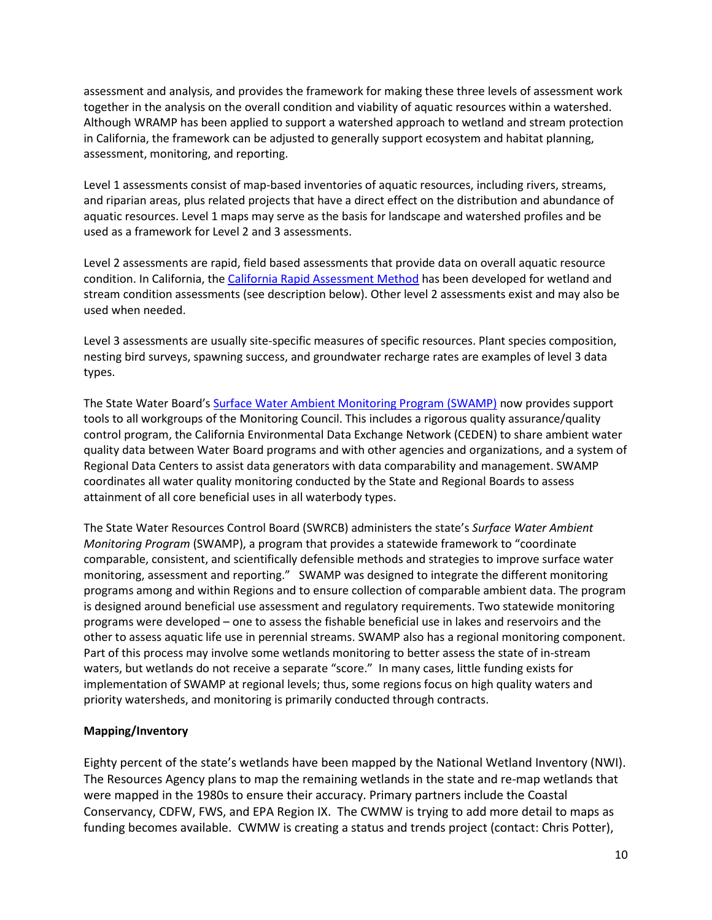assessment and analysis, and provides the framework for making these three levels of assessment work together in the analysis on the overall condition and viability of aquatic resources within a watershed. Although WRAMP has been applied to support a watershed approach to wetland and stream protection in California, the framework can be adjusted to generally support ecosystem and habitat planning, assessment, monitoring, and reporting.

Level 1 assessments consist of map-based inventories of aquatic resources, including rivers, streams, and riparian areas, plus related projects that have a direct effect on the distribution and abundance of aquatic resources. Level 1 maps may serve as the basis for landscape and watershed profiles and be used as a framework for Level 2 and 3 assessments.

Level 2 assessments are rapid, field based assessments that provide data on overall aquatic resource condition. In California, the California Rapid Assessment Method has been developed for wetland and stream condition assessments (see description below). Other level 2 assessments exist and may also be used when needed.

Level 3 assessments are usually site-specific measures of specific resources. Plant species composition, nesting bird surveys, spawning success, and groundwater recharge rates are examples of level 3 data types.

The State Water Board's Surface Water Ambient Monitoring Program (SWAMP) now provides support tools to all workgroups of the Monitoring Council. This includes a rigorous quality assurance/quality control program, the California Environmental Data Exchange Network (CEDEN) to share ambient water quality data between Water Board programs and with other agencies and organizations, and a system of Regional Data Centers to assist data generators with data comparability and management. SWAMP coordinates all water quality monitoring conducted by the State and Regional Boards to assess attainment of all core beneficial uses in all waterbody types.

The State Water Resources Control Board (SWRCB) administers the state's *Surface Water Ambient Monitoring Program* (SWAMP), a program that provides a statewide framework to "coordinate comparable, consistent, and scientifically defensible methods and strategies to improve surface water monitoring, assessment and reporting." SWAMP was designed to integrate the different monitoring programs among and within Regions and to ensure collection of comparable ambient data. The program is designed around beneficial use assessment and regulatory requirements. Two statewide monitoring programs were developed – one to assess the fishable beneficial use in lakes and reservoirs and the other to assess aquatic life use in perennial streams. SWAMP also has a regional monitoring component. Part of this process may involve some wetlands monitoring to better assess the state of in-stream waters, but wetlands do not receive a separate "score." In many cases, little funding exists for implementation of SWAMP at regional levels; thus, some regions focus on high quality waters and priority watersheds, and monitoring is primarily conducted through contracts.

**Mapping/Inventory**

Eighty percent of the state's wetlands have been mapped by the National Wetland Inventory (NWI). The Resources Agency plans to map the remaining wetlands in the state and re-map wetlands that were mapped in the 1980s to ensure their accuracy. Primary partners include the Coastal Conservancy, CDFW, FWS, and EPA Region IX. The CWMW is trying to add more detail to maps as funding becomes available. CWMW is creating a status and trends project (contact: Chris Potter),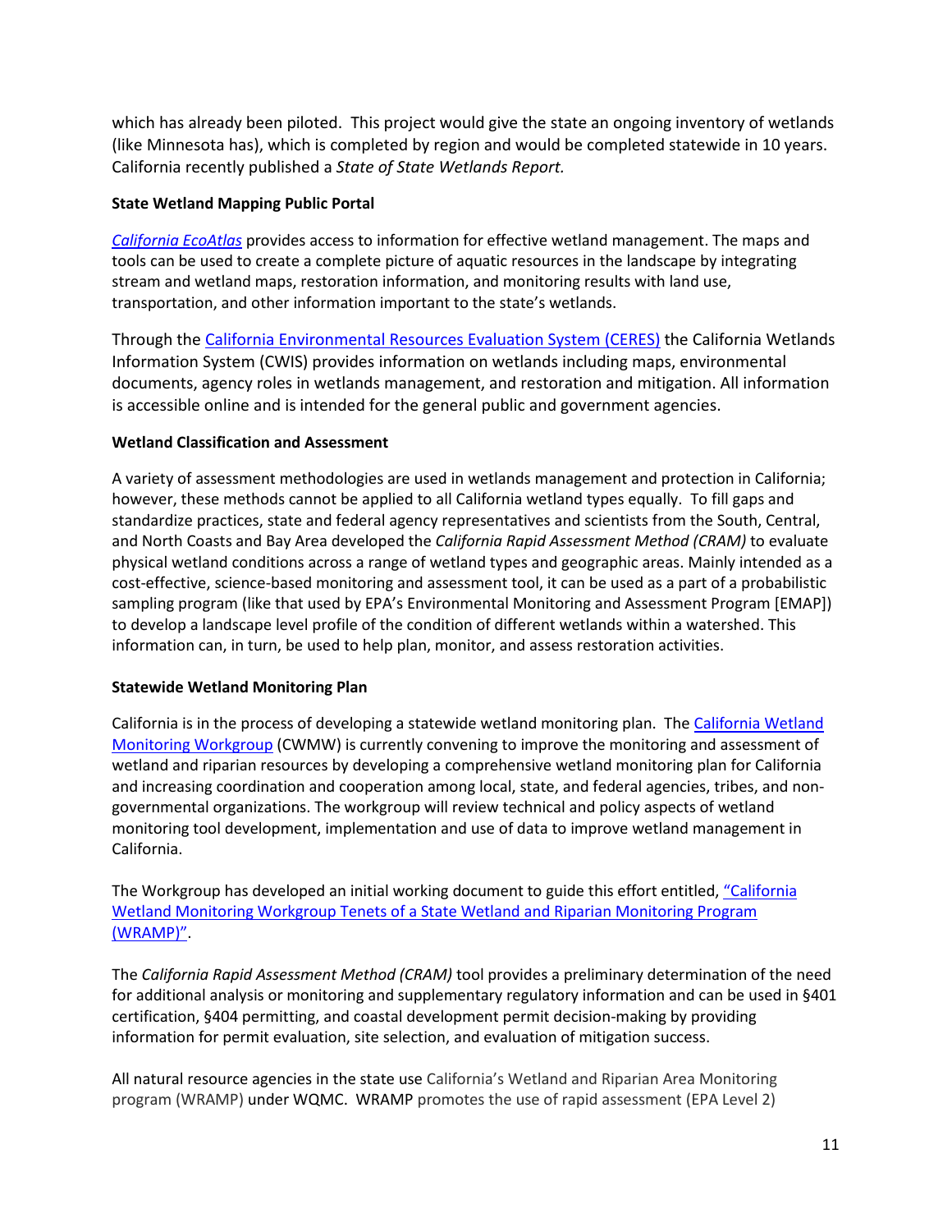which has already been piloted. This project would give the state an ongoing inventory of wetlands (like Minnesota has), which is completed by region and would be completed statewide in 10 years. California recently published a *State of State Wetlands Report.*

**State Wetland Mapping Public Portal**

*California EcoAtlas* provides access to information for effective wetland management. The maps and tools can be used to create a complete picture of aquatic resources in the landscape by integrating stream and wetland maps, restoration information, and monitoring results with land use, transportation, and other information important to the state's wetlands.

Through the California Environmental Resources Evaluation System (CERES) the California Wetlands Information System (CWIS) provides information on wetlands including maps, environmental documents, agency roles in wetlands management, and restoration and mitigation. All information is accessible online and is intended for the general public and government agencies.

**Wetland Classification and Assessment**

A variety of assessment methodologies are used in wetlands management and protection in California; however, these methods cannot be applied to all California wetland types equally. To fill gaps and standardize practices, state and federal agency representatives and scientists from the South, Central, and North Coasts and Bay Area developed the *California Rapid Assessment Method (CRAM)* to evaluate physical wetland conditions across a range of wetland types and geographic areas. Mainly intended as a cost-effective, science-based monitoring and assessment tool, it can be used as a part of a probabilistic sampling program (like that used by EPA's Environmental Monitoring and Assessment Program [EMAP]) to develop a landscape level profile of the condition of different wetlands within a watershed. This information can, in turn, be used to help plan, monitor, and assess restoration activities.

**Statewide Wetland Monitoring Plan**

California is in the process of developing a statewide wetland monitoring plan. The California Wetland Monitoring Workgroup (CWMW) is currently convening to improve the monitoring and assessment of wetland and riparian resources by developing a comprehensive wetland monitoring plan for California and increasing coordination and cooperation among local, state, and federal agencies, tribes, and non-governmental organizations. The workgroup will review technical and policy aspects of wetland monitoring tool development, implementation and use of data to improve wetland management in California.

The Workgroup has developed an initial working document to guide this effort entitled, "California Wetland Monitoring Workgroup Tenets of a State Wetland and Riparian Monitoring Program (WRAMP)".

The *California Rapid Assessment Method (CRAM)* tool provides a preliminary determination of the need for additional analysis or monitoring and supplementary regulatory information and can be used in §401 certification, §404 permitting, and coastal development permit decision-making by providing information for permit evaluation, site selection, and evaluation of mitigation success.

All natural resource agencies in the state use California's Wetland and Riparian Area Monitoring program (WRAMP) under WQMC. WRAMP promotes the use of rapid assessment (EPA Level 2)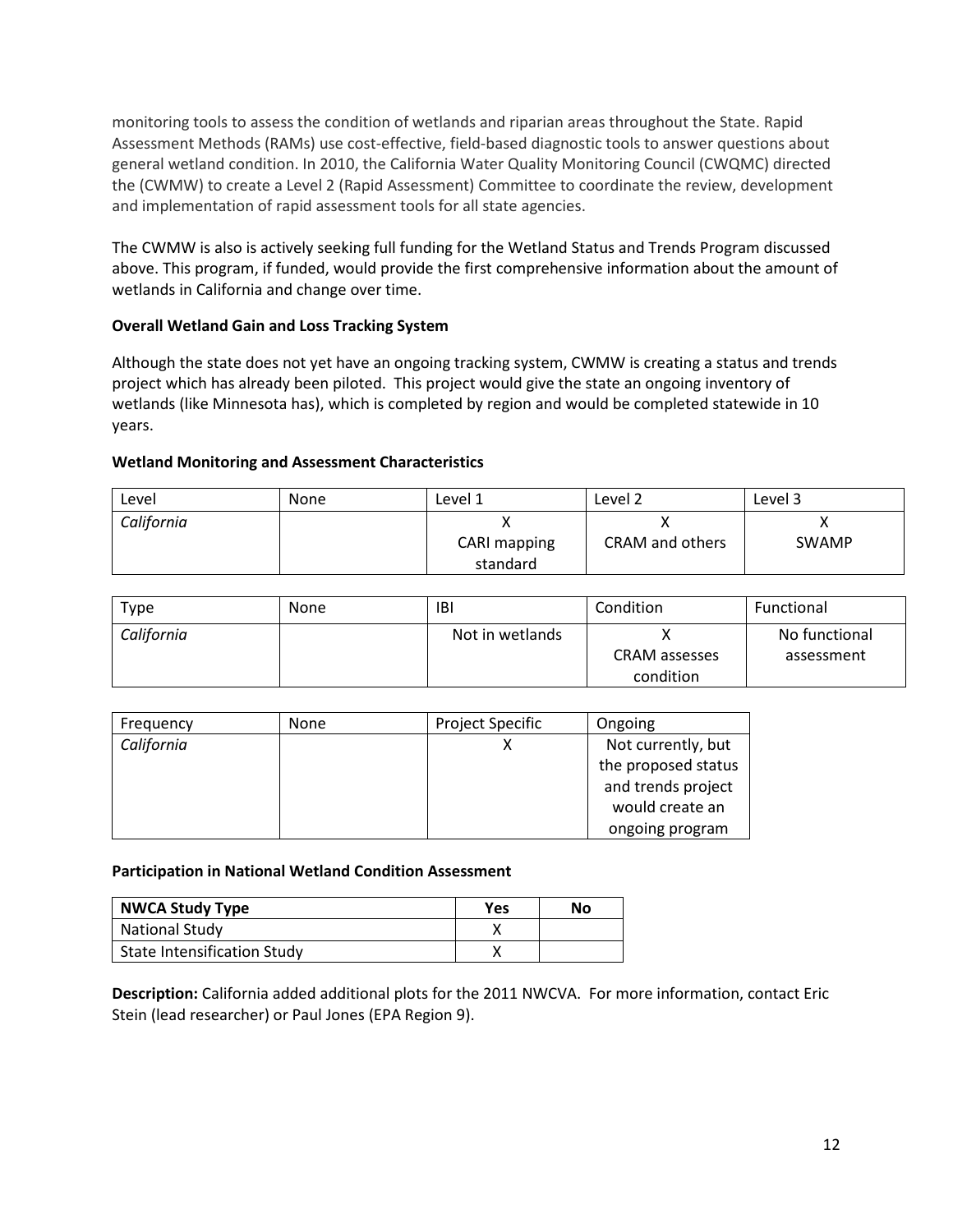monitoring tools to assess the condition of wetlands and riparian areas throughout the State. Rapid Assessment Methods (RAMs) use cost-effective, field-based diagnostic tools to answer questions about general wetland condition. In 2010, the California Water Quality Monitoring Council (CWQMC) directed the (CWMW) to create a Level 2 (Rapid Assessment) Committee to coordinate the review, development and implementation of rapid assessment tools for all state agencies.

The CWMW is also is actively seeking full funding for the Wetland Status and Trends Program discussed above. This program, if funded, would provide the first comprehensive information about the amount of wetlands in California and change over time.

**Overall Wetland Gain and Loss Tracking System**

Although the state does not yet have an ongoing tracking system, CWMW is creating a status and trends project which has already been piloted. This project would give the state an ongoing inventory of wetlands (like Minnesota has), which is completed by region and would be completed statewide in 10 years.

**Wetland Monitoring and Assessment Characteristics**

| Level | None | Level 1 | Level 2 | Level 3 |
|---|---|---|---|---|
| *California* | | X<br>CARI mapping standard | X<br>CRAM and others | X<br>SWAMP |

| Type | None | IBI | Condition | Functional |
|---|---|---|---|---|
| *California* | | Not in wetlands | X<br>CRAM assesses condition | No functional assessment |

| Frequency | None | Project Specific | Ongoing |
|---|---|---|---|
| *California* | | X | Not currently, but the proposed status and trends project would create an ongoing program |

**Participation in National Wetland Condition Assessment**

| NWCA Study Type | Yes | No |
|---|---|---|
| National Study | X | |
| State Intensification Study | X | |

**Description:** California added additional plots for the 2011 NWCVA. For more information, contact Eric Stein (lead researcher) or Paul Jones (EPA Region 9).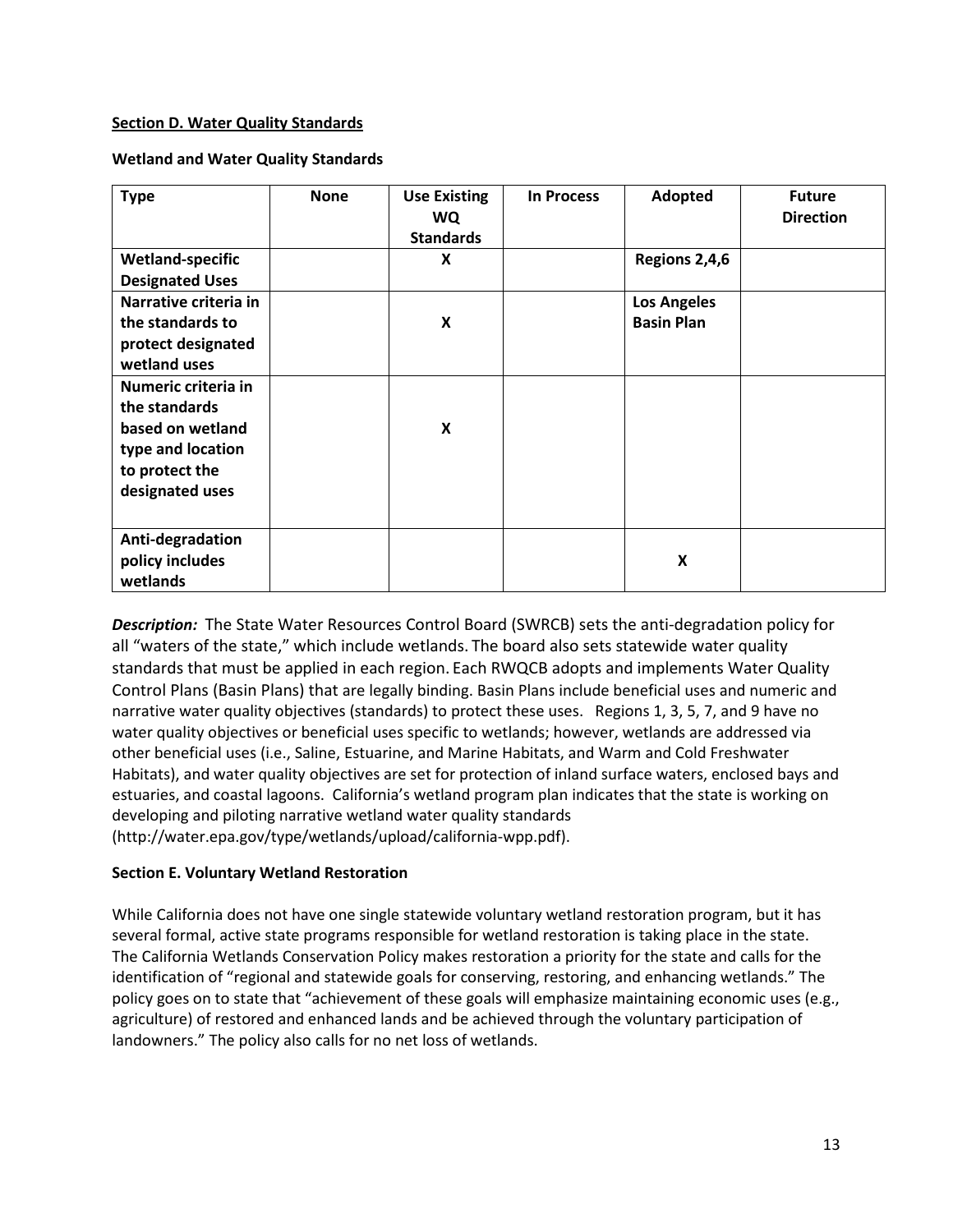**Section D. Water Quality Standards**

**Wetland and Water Quality Standards**

| Type | None | Use Existing WQ Standards | In Process | Adopted | Future Direction |
|---|---|---|---|---|---|
| **Wetland-specific Designated Uses** | | **X** | | **Regions 2,4,6** | |
| **Narrative criteria in the standards to protect designated wetland uses** | | **X** | | **Los Angeles Basin Plan** | |
| **Numeric criteria in the standards based on wetland type and location to protect the designated uses** | | **X** | | | |
| **Anti-degradation policy includes wetlands** | | | | **X** | |

***Description:*** The State Water Resources Control Board (SWRCB) sets the anti-degradation policy for all "waters of the state," which include wetlands. The board also sets statewide water quality standards that must be applied in each region. Each RWQCB adopts and implements Water Quality Control Plans (Basin Plans) that are legally binding. Basin Plans include beneficial uses and numeric and narrative water quality objectives (standards) to protect these uses. Regions 1, 3, 5, 7, and 9 have no water quality objectives or beneficial uses specific to wetlands; however, wetlands are addressed via other beneficial uses (i.e., Saline, Estuarine, and Marine Habitats, and Warm and Cold Freshwater Habitats), and water quality objectives are set for protection of inland surface waters, enclosed bays and estuaries, and coastal lagoons. California's wetland program plan indicates that the state is working on developing and piloting narrative wetland water quality standards (http://water.epa.gov/type/wetlands/upload/california-wpp.pdf).

**Section E. Voluntary Wetland Restoration**

While California does not have one single statewide voluntary wetland restoration program, but it has several formal, active state programs responsible for wetland restoration is taking place in the state. The California Wetlands Conservation Policy makes restoration a priority for the state and calls for the identification of "regional and statewide goals for conserving, restoring, and enhancing wetlands." The policy goes on to state that "achievement of these goals will emphasize maintaining economic uses (e.g., agriculture) of restored and enhanced lands and be achieved through the voluntary participation of landowners." The policy also calls for no net loss of wetlands.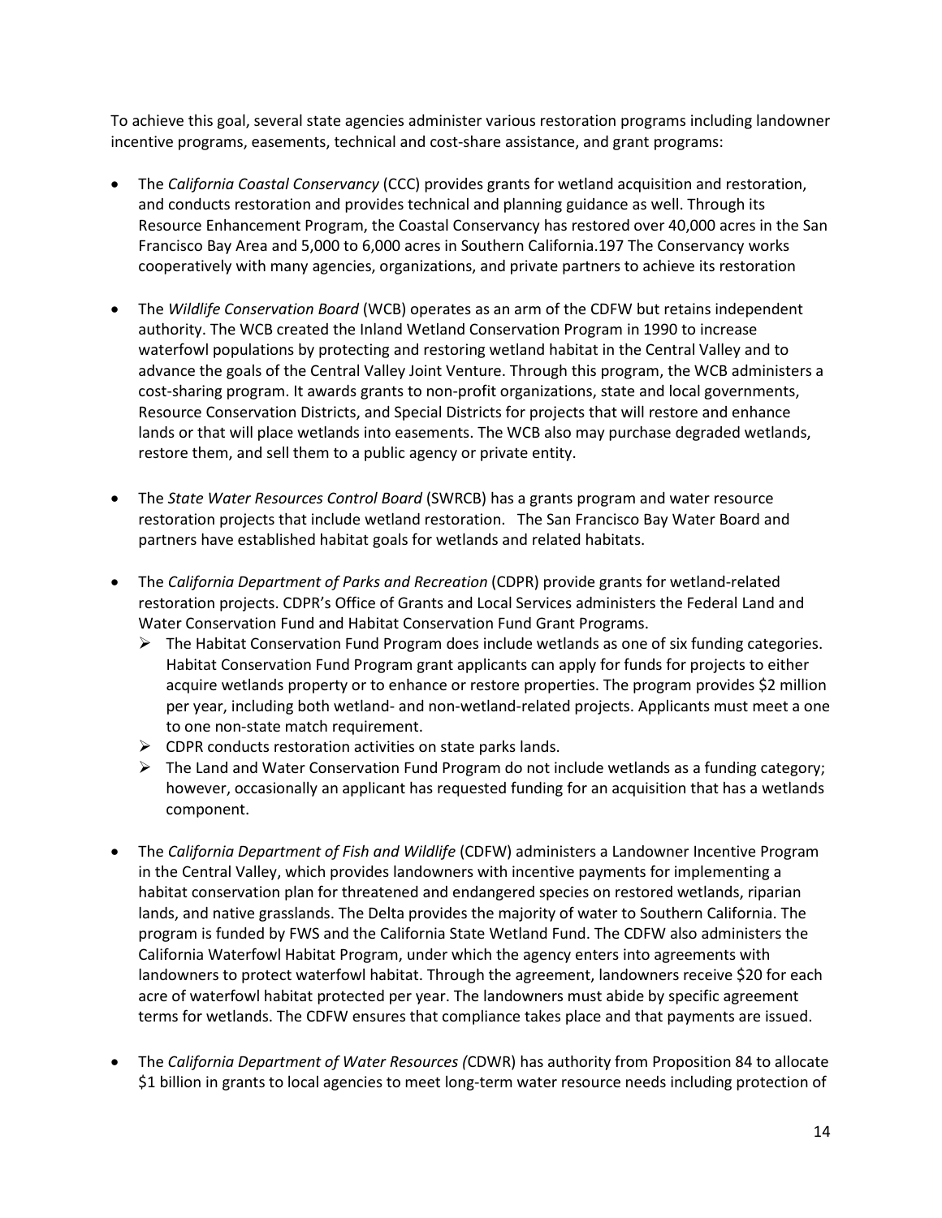To achieve this goal, several state agencies administer various restoration programs including landowner incentive programs, easements, technical and cost-share assistance, and grant programs:

- The *California Coastal Conservancy* (CCC) provides grants for wetland acquisition and restoration, and conducts restoration and provides technical and planning guidance as well. Through its Resource Enhancement Program, the Coastal Conservancy has restored over 40,000 acres in the San Francisco Bay Area and 5,000 to 6,000 acres in Southern California.197 The Conservancy works cooperatively with many agencies, organizations, and private partners to achieve its restoration

- The *Wildlife Conservation Board* (WCB) operates as an arm of the CDFW but retains independent authority. The WCB created the Inland Wetland Conservation Program in 1990 to increase waterfowl populations by protecting and restoring wetland habitat in the Central Valley and to advance the goals of the Central Valley Joint Venture. Through this program, the WCB administers a cost-sharing program. It awards grants to non-profit organizations, state and local governments, Resource Conservation Districts, and Special Districts for projects that will restore and enhance lands or that will place wetlands into easements. The WCB also may purchase degraded wetlands, restore them, and sell them to a public agency or private entity.

- The *State Water Resources Control Board* (SWRCB) has a grants program and water resource restoration projects that include wetland restoration. The San Francisco Bay Water Board and partners have established habitat goals for wetlands and related habitats.

- The *California Department of Parks and Recreation* (CDPR) provide grants for wetland-related restoration projects. CDPR's Office of Grants and Local Services administers the Federal Land and Water Conservation Fund and Habitat Conservation Fund Grant Programs.
  - The Habitat Conservation Fund Program does include wetlands as one of six funding categories. Habitat Conservation Fund Program grant applicants can apply for funds for projects to either acquire wetlands property or to enhance or restore properties. The program provides $2 million per year, including both wetland- and non-wetland-related projects. Applicants must meet a one to one non-state match requirement.
  - CDPR conducts restoration activities on state parks lands.
  - The Land and Water Conservation Fund Program do not include wetlands as a funding category; however, occasionally an applicant has requested funding for an acquisition that has a wetlands component.

- The *California Department of Fish and Wildlife* (CDFW) administers a Landowner Incentive Program in the Central Valley, which provides landowners with incentive payments for implementing a habitat conservation plan for threatened and endangered species on restored wetlands, riparian lands, and native grasslands. The Delta provides the majority of water to Southern California. The program is funded by FWS and the California State Wetland Fund. The CDFW also administers the California Waterfowl Habitat Program, under which the agency enters into agreements with landowners to protect waterfowl habitat. Through the agreement, landowners receive $20 for each acre of waterfowl habitat protected per year. The landowners must abide by specific agreement terms for wetlands. The CDFW ensures that compliance takes place and that payments are issued.

- The *California Department of Water Resources (*CDWR) has authority from Proposition 84 to allocate $1 billion in grants to local agencies to meet long-term water resource needs including protection of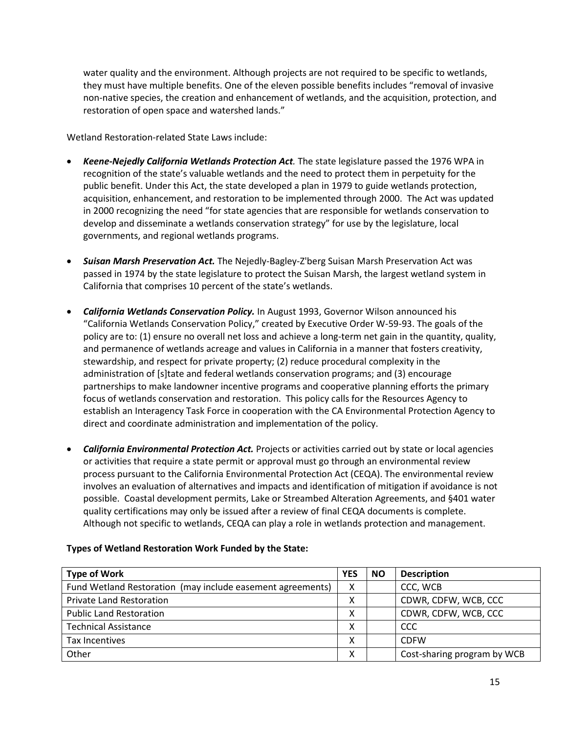water quality and the environment. Although projects are not required to be specific to wetlands, they must have multiple benefits. One of the eleven possible benefits includes "removal of invasive non-native species, the creation and enhancement of wetlands, and the acquisition, protection, and restoration of open space and watershed lands."

Wetland Restoration-related State Laws include:

- ***Keene-Nejedly California Wetlands Protection Act.*** The state legislature passed the 1976 WPA in recognition of the state's valuable wetlands and the need to protect them in perpetuity for the public benefit. Under this Act, the state developed a plan in 1979 to guide wetlands protection, acquisition, enhancement, and restoration to be implemented through 2000. The Act was updated in 2000 recognizing the need "for state agencies that are responsible for wetlands conservation to develop and disseminate a wetlands conservation strategy" for use by the legislature, local governments, and regional wetlands programs.

- ***Suisan Marsh Preservation Act.*** The Nejedly-Bagley-Z'berg Suisan Marsh Preservation Act was passed in 1974 by the state legislature to protect the Suisan Marsh, the largest wetland system in California that comprises 10 percent of the state's wetlands.

- ***California Wetlands Conservation Policy.*** In August 1993, Governor Wilson announced his "California Wetlands Conservation Policy," created by Executive Order W-59-93. The goals of the policy are to: (1) ensure no overall net loss and achieve a long-term net gain in the quantity, quality, and permanence of wetlands acreage and values in California in a manner that fosters creativity, stewardship, and respect for private property; (2) reduce procedural complexity in the administration of [s]tate and federal wetlands conservation programs; and (3) encourage partnerships to make landowner incentive programs and cooperative planning efforts the primary focus of wetlands conservation and restoration. This policy calls for the Resources Agency to establish an Interagency Task Force in cooperation with the CA Environmental Protection Agency to direct and coordinate administration and implementation of the policy.

- ***California Environmental Protection Act.*** Projects or activities carried out by state or local agencies or activities that require a state permit or approval must go through an environmental review process pursuant to the California Environmental Protection Act (CEQA). The environmental review involves an evaluation of alternatives and impacts and identification of mitigation if avoidance is not possible. Coastal development permits, Lake or Streambed Alteration Agreements, and §401 water quality certifications may only be issued after a review of final CEQA documents is complete. Although not specific to wetlands, CEQA can play a role in wetlands protection and management.

**Types of Wetland Restoration Work Funded by the State:**

| Type of Work | YES | NO | Description |
|---|---|---|---|
| Fund Wetland Restoration (may include easement agreements) | X | | CCC, WCB |
| Private Land Restoration | X | | CDWR, CDFW, WCB, CCC |
| Public Land Restoration | X | | CDWR, CDFW, WCB, CCC |
| Technical Assistance | X | | CCC |
| Tax Incentives | X | | CDFW |
| Other | X | | Cost-sharing program by WCB |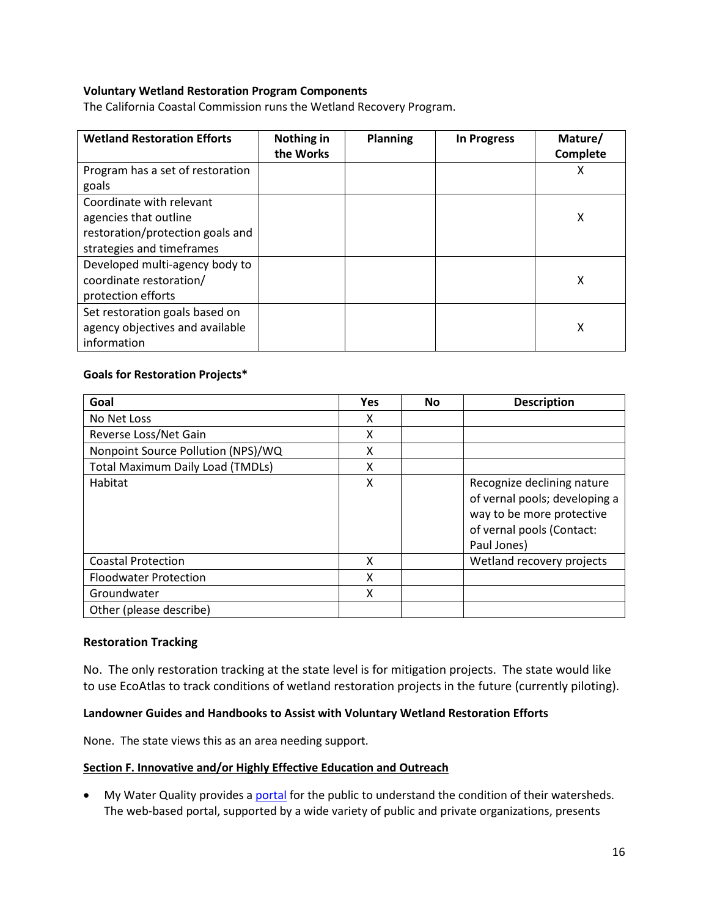**Voluntary Wetland Restoration Program Components**

The California Coastal Commission runs the Wetland Recovery Program.

| Wetland Restoration Efforts | Nothing in the Works | Planning | In Progress | Mature/ Complete |
|---|---|---|---|---|
| Program has a set of restoration goals | | | | X |
| Coordinate with relevant agencies that outline restoration/protection goals and strategies and timeframes | | | | X |
| Developed multi-agency body to coordinate restoration/ protection efforts | | | | X |
| Set restoration goals based on agency objectives and available information | | | | X |

**Goals for Restoration Projects***

| Goal | Yes | No | Description |
|---|---|---|---|
| No Net Loss | X | | |
| Reverse Loss/Net Gain | X | | |
| Nonpoint Source Pollution (NPS)/WQ | X | | |
| Total Maximum Daily Load (TMDLs) | X | | |
| Habitat | X | | Recognize declining nature of vernal pools; developing a way to be more protective of vernal pools (Contact: Paul Jones) |
| Coastal Protection | X | | Wetland recovery projects |
| Floodwater Protection | X | | |
| Groundwater | X | | |
| Other (please describe) | | | |

**Restoration Tracking**

No. The only restoration tracking at the state level is for mitigation projects. The state would like to use EcoAtlas to track conditions of wetland restoration projects in the future (currently piloting).

**Landowner Guides and Handbooks to Assist with Voluntary Wetland Restoration Efforts**

None. The state views this as an area needing support.

**Section F. Innovative and/or Highly Effective Education and Outreach**

- My Water Quality provides a portal for the public to understand the condition of their watersheds. The web-based portal, supported by a wide variety of public and private organizations, presents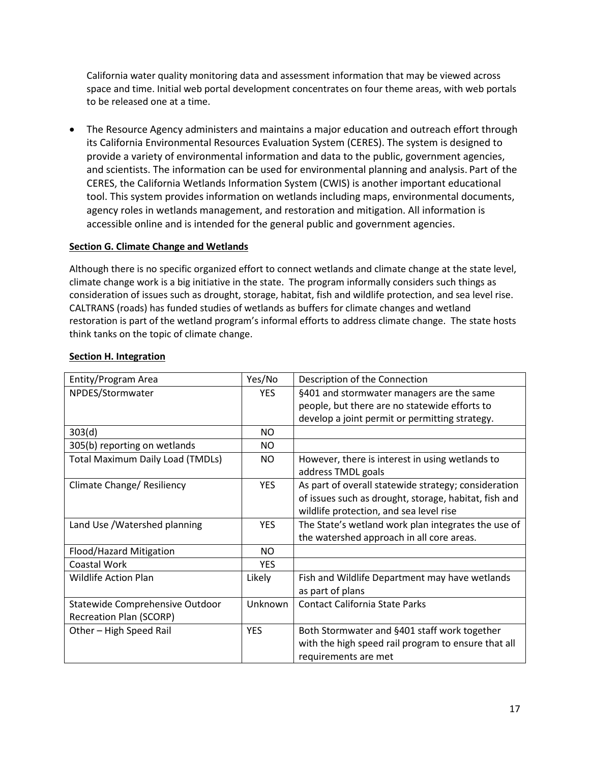California water quality monitoring data and assessment information that may be viewed across space and time. Initial web portal development concentrates on four theme areas, with web portals to be released one at a time.

- The Resource Agency administers and maintains a major education and outreach effort through its California Environmental Resources Evaluation System (CERES). The system is designed to provide a variety of environmental information and data to the public, government agencies, and scientists. The information can be used for environmental planning and analysis. Part of the CERES, the California Wetlands Information System (CWIS) is another important educational tool. This system provides information on wetlands including maps, environmental documents, agency roles in wetlands management, and restoration and mitigation. All information is accessible online and is intended for the general public and government agencies.

**Section G. Climate Change and Wetlands**

Although there is no specific organized effort to connect wetlands and climate change at the state level, climate change work is a big initiative in the state. The program informally considers such things as consideration of issues such as drought, storage, habitat, fish and wildlife protection, and sea level rise. CALTRANS (roads) has funded studies of wetlands as buffers for climate changes and wetland restoration is part of the wetland program's informal efforts to address climate change. The state hosts think tanks on the topic of climate change.

**Section H. Integration**

| Entity/Program Area | Yes/No | Description of the Connection |
|---|---|---|
| NPDES/Stormwater | YES | §401 and stormwater managers are the same people, but there are no statewide efforts to develop a joint permit or permitting strategy. |
| 303(d) | NO | |
| 305(b) reporting on wetlands | NO | |
| Total Maximum Daily Load (TMDLs) | NO | However, there is interest in using wetlands to address TMDL goals |
| Climate Change/ Resiliency | YES | As part of overall statewide strategy; consideration of issues such as drought, storage, habitat, fish and wildlife protection, and sea level rise |
| Land Use /Watershed planning | YES | The State's wetland work plan integrates the use of the watershed approach in all core areas. |
| Flood/Hazard Mitigation | NO | |
| Coastal Work | YES | |
| Wildlife Action Plan | Likely | Fish and Wildlife Department may have wetlands as part of plans |
| Statewide Comprehensive Outdoor Recreation Plan (SCORP) | Unknown | Contact California State Parks |
| Other – High Speed Rail | YES | Both Stormwater and §401 staff work together with the high speed rail program to ensure that all requirements are met |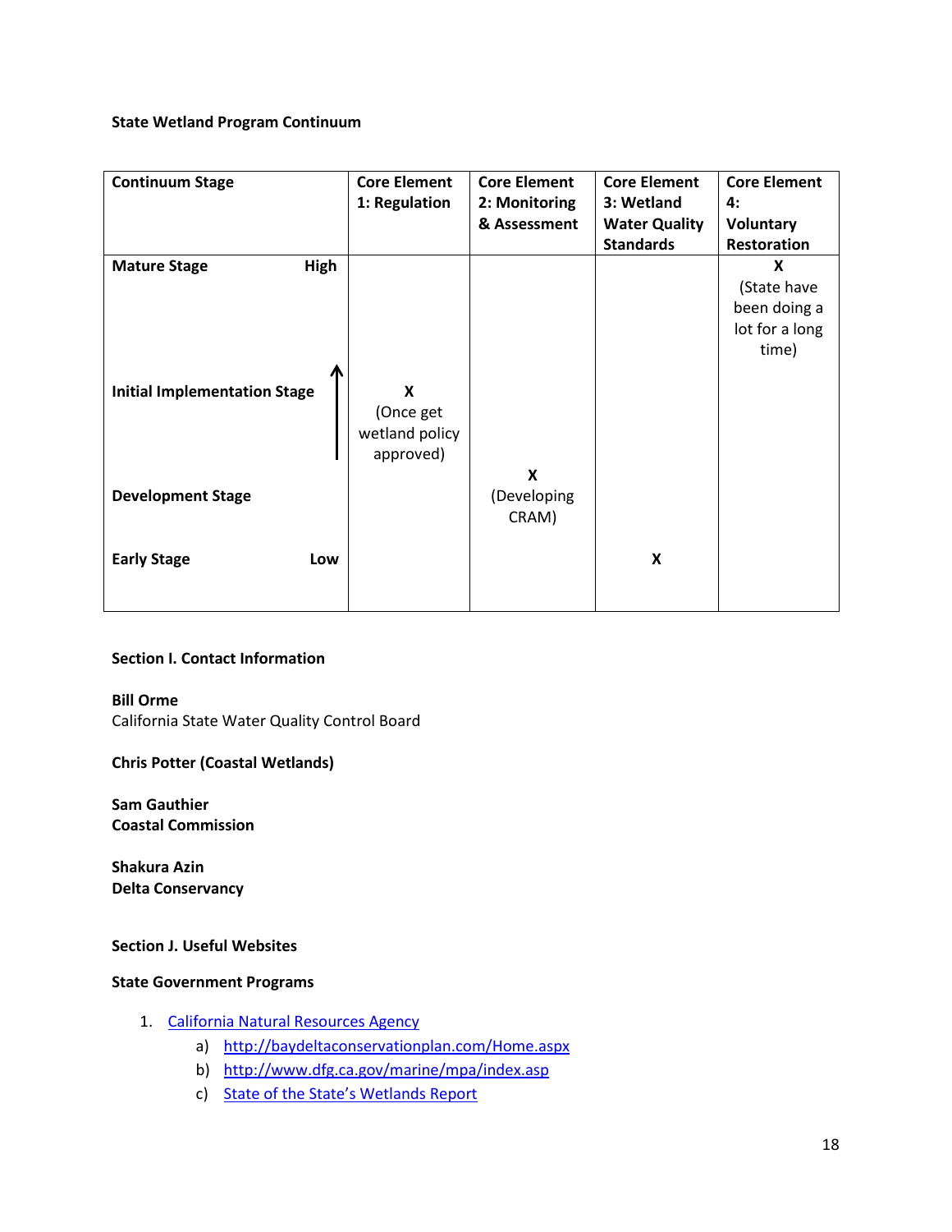**State Wetland Program Continuum**

| Continuum Stage | Core Element 1: Regulation | Core Element 2: Monitoring & Assessment | Core Element 3: Wetland Water Quality Standards | Core Element 4: Voluntary Restoration |
|---|---|---|---|---|
| **Mature Stage** High | | | | X (State have been doing a lot for a long time) |
| **Initial Implementation Stage** ↑ | X (Once get wetland policy approved) | | | |
| **Development Stage** | | X (Developing CRAM) | | |
| **Early Stage** Low | | | X | |

**Section I. Contact Information**

**Bill Orme**
California State Water Quality Control Board

**Chris Potter (Coastal Wetlands)**

**Sam Gauthier**
**Coastal Commission**

**Shakura Azin**
**Delta Conservancy**

**Section J. Useful Websites**

**State Government Programs**

1. California Natural Resources Agency
   a) http://baydeltaconservationplan.com/Home.aspx
   b) http://www.dfg.ca.gov/marine/mpa/index.asp
   c) State of the State's Wetlands Report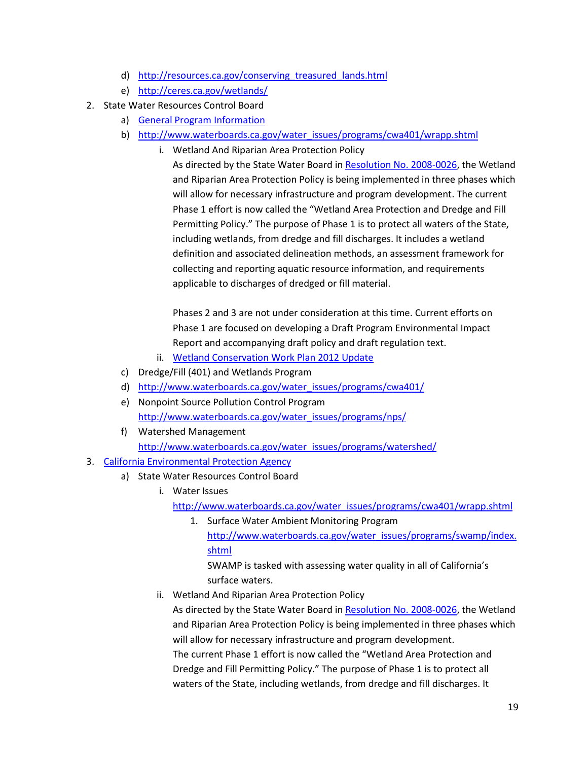- d) [http://resources.ca.gov/conserving_treasured_lands.html](http://resources.ca.gov/conserving_treasured_lands.html)
   - e) [http://ceres.ca.gov/wetlands/](http://ceres.ca.gov/wetlands/)
2. State Water Resources Control Board
   - a) [General Program Information]()
   - b) [http://www.waterboards.ca.gov/water_issues/programs/cwa401/wrapp.shtml](http://www.waterboards.ca.gov/water_issues/programs/cwa401/wrapp.shtml)
      - i. Wetland And Riparian Area Protection Policy

        As directed by the State Water Board in [Resolution No. 2008-0026](), the Wetland and Riparian Area Protection Policy is being implemented in three phases which will allow for necessary infrastructure and program development. The current Phase 1 effort is now called the "Wetland Area Protection and Dredge and Fill Permitting Policy." The purpose of Phase 1 is to protect all waters of the State, including wetlands, from dredge and fill discharges. It includes a wetland definition and associated delineation methods, an assessment framework for collecting and reporting aquatic resource information, and requirements applicable to discharges of dredged or fill material.

        Phases 2 and 3 are not under consideration at this time. Current efforts on Phase 1 are focused on developing a Draft Program Environmental Impact Report and accompanying draft policy and draft regulation text.
      - ii. [Wetland Conservation Work Plan 2012 Update]()
   - c) Dredge/Fill (401) and Wetlands Program
   - d) [http://www.waterboards.ca.gov/water_issues/programs/cwa401/](http://www.waterboards.ca.gov/water_issues/programs/cwa401/)
   - e) Nonpoint Source Pollution Control Program
     [http://www.waterboards.ca.gov/water_issues/programs/nps/](http://www.waterboards.ca.gov/water_issues/programs/nps/)
   - f) Watershed Management
     [http://www.waterboards.ca.gov/water_issues/programs/watershed/](http://www.waterboards.ca.gov/water_issues/programs/watershed/)
3. [California Environmental Protection Agency]()
   - a) State Water Resources Control Board
      - i. Water Issues
        [http://www.waterboards.ca.gov/water_issues/programs/cwa401/wrapp.shtml](http://www.waterboards.ca.gov/water_issues/programs/cwa401/wrapp.shtml)
         1. Surface Water Ambient Monitoring Program
            [http://www.waterboards.ca.gov/water_issues/programs/swamp/index.shtml](http://www.waterboards.ca.gov/water_issues/programs/swamp/index.shtml)
            SWAMP is tasked with assessing water quality in all of California's surface waters.
      - ii. Wetland And Riparian Area Protection Policy

        As directed by the State Water Board in [Resolution No. 2008-0026](), the Wetland and Riparian Area Protection Policy is being implemented in three phases which will allow for necessary infrastructure and program development.
        The current Phase 1 effort is now called the "Wetland Area Protection and Dredge and Fill Permitting Policy." The purpose of Phase 1 is to protect all waters of the State, including wetlands, from dredge and fill discharges. It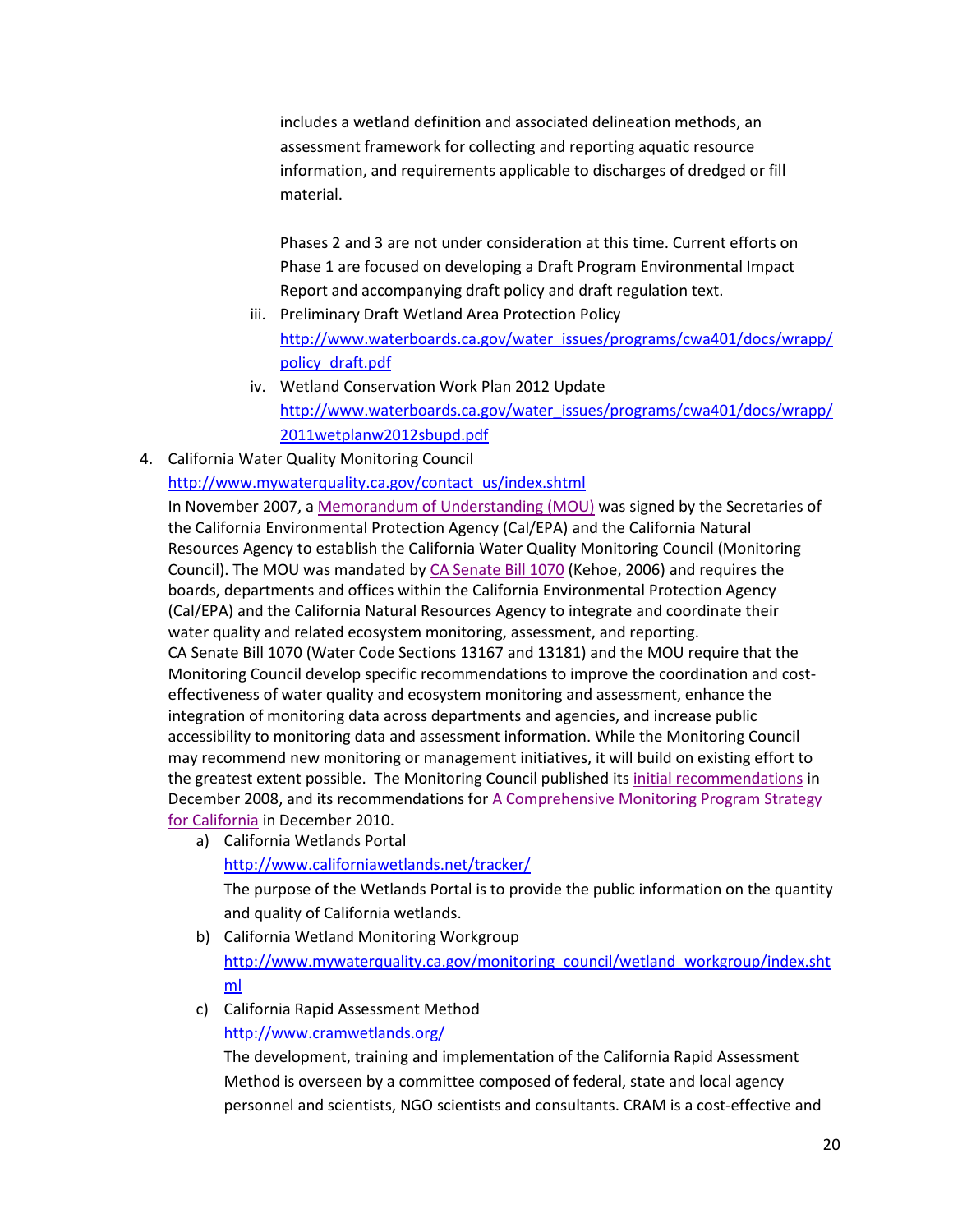includes a wetland definition and associated delineation methods, an assessment framework for collecting and reporting aquatic resource information, and requirements applicable to discharges of dredged or fill material.

Phases 2 and 3 are not under consideration at this time. Current efforts on Phase 1 are focused on developing a Draft Program Environmental Impact Report and accompanying draft policy and draft regulation text.

iii. Preliminary Draft Wetland Area Protection Policy
http://www.waterboards.ca.gov/water_issues/programs/cwa401/docs/wrapp/policy_draft.pdf

iv. Wetland Conservation Work Plan 2012 Update
http://www.waterboards.ca.gov/water_issues/programs/cwa401/docs/wrapp/2011wetplanw2012sbupd.pdf

4. California Water Quality Monitoring Council
http://www.mywaterquality.ca.gov/contact_us/index.shtml
In November 2007, a Memorandum of Understanding (MOU) was signed by the Secretaries of the California Environmental Protection Agency (Cal/EPA) and the California Natural Resources Agency to establish the California Water Quality Monitoring Council (Monitoring Council). The MOU was mandated by CA Senate Bill 1070 (Kehoe, 2006) and requires the boards, departments and offices within the California Environmental Protection Agency (Cal/EPA) and the California Natural Resources Agency to integrate and coordinate their water quality and related ecosystem monitoring, assessment, and reporting.
CA Senate Bill 1070 (Water Code Sections 13167 and 13181) and the MOU require that the Monitoring Council develop specific recommendations to improve the coordination and cost-effectiveness of water quality and ecosystem monitoring and assessment, enhance the integration of monitoring data across departments and agencies, and increase public accessibility to monitoring data and assessment information. While the Monitoring Council may recommend new monitoring or management initiatives, it will build on existing effort to the greatest extent possible. The Monitoring Council published its initial recommendations in December 2008, and its recommendations for A Comprehensive Monitoring Program Strategy for California in December 2010.

   a) California Wetlands Portal
   http://www.californiawetlands.net/tracker/
   The purpose of the Wetlands Portal is to provide the public information on the quantity and quality of California wetlands.

   b) California Wetland Monitoring Workgroup
   http://www.mywaterquality.ca.gov/monitoring_council/wetland_workgroup/index.shtml

   c) California Rapid Assessment Method
   http://www.cramwetlands.org/
   The development, training and implementation of the California Rapid Assessment Method is overseen by a committee composed of federal, state and local agency personnel and scientists, NGO scientists and consultants. CRAM is a cost-effective and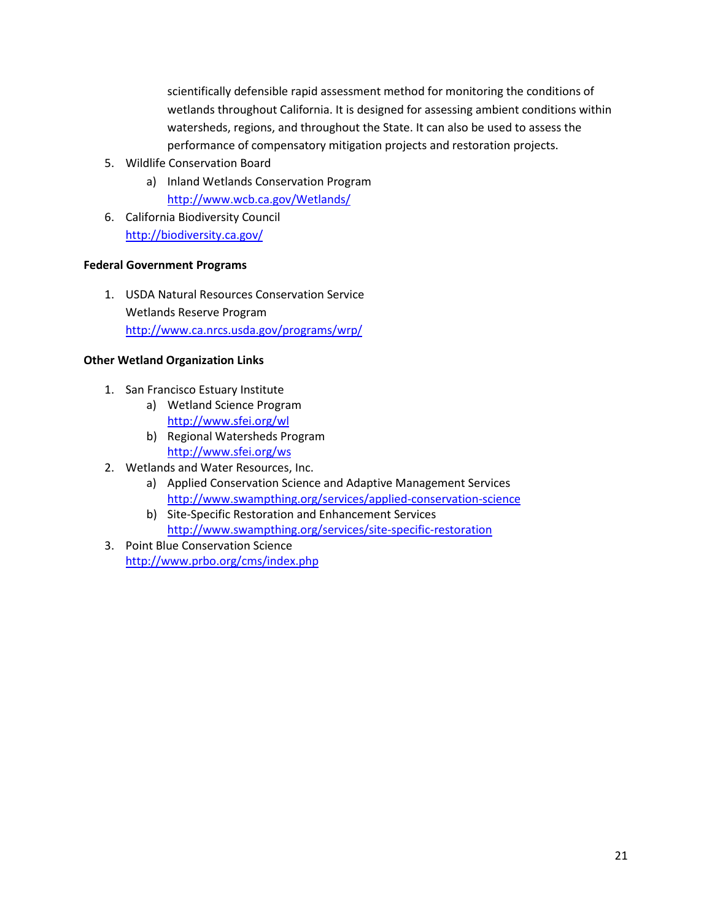scientifically defensible rapid assessment method for monitoring the conditions of wetlands throughout California. It is designed for assessing ambient conditions within watersheds, regions, and throughout the State. It can also be used to assess the performance of compensatory mitigation projects and restoration projects.

5. Wildlife Conservation Board
    a) Inland Wetlands Conservation Program
       http://www.wcb.ca.gov/Wetlands/
6. California Biodiversity Council
   http://biodiversity.ca.gov/

**Federal Government Programs**

1. USDA Natural Resources Conservation Service
   Wetlands Reserve Program
   http://www.ca.nrcs.usda.gov/programs/wrp/

**Other Wetland Organization Links**

1. San Francisco Estuary Institute
    a) Wetland Science Program
       http://www.sfei.org/wl
    b) Regional Watersheds Program
       http://www.sfei.org/ws
2. Wetlands and Water Resources, Inc.
    a) Applied Conservation Science and Adaptive Management Services
       http://www.swampthing.org/services/applied-conservation-science
    b) Site-Specific Restoration and Enhancement Services
       http://www.swampthing.org/services/site-specific-restoration
3. Point Blue Conservation Science
   http://www.prbo.org/cms/index.php